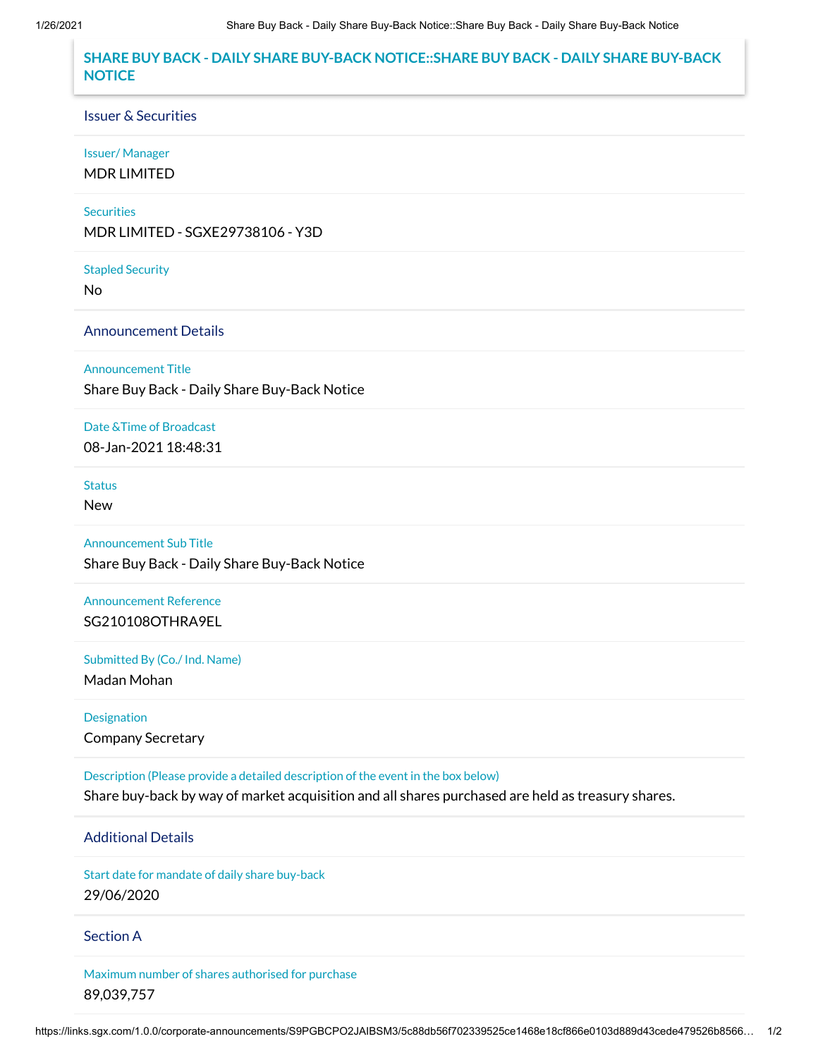# SHARE BUY BACK - DAILY SHARE BUY-BACK NOTICE::SHARE BUY BACK - DAILY SHARE BUY-BACK NOTICE

## Issuer & Securities

Issuer/ Manager

MDR LIMITED

Securities

MDR LIMITED - SGXE29738106 - Y3D

Stapled Security

No

## Announcement Details

Announcement Title

Share Buy Back - Daily Share Buy-Back Notice

Date &Time of Broadcast

08-Jan-2021 18:48:31

Status

New

Announcement Sub Title

Share Buy Back - Daily Share Buy-Back Notice

Announcement Reference

SG210108OTHRA9EL

Submitted By (Co./ Ind. Name)

Madan Mohan

Designation

Company Secretary

Description (Please provide a detailed description of the event in the box below)

Share buy-back by way of market acquisition and all shares purchased are held as treasury shares.

## Additional Details

Start date for mandate of daily share buy-back

29/06/2020

## Section A

Maximum number of shares authorised for purchase

89,039,757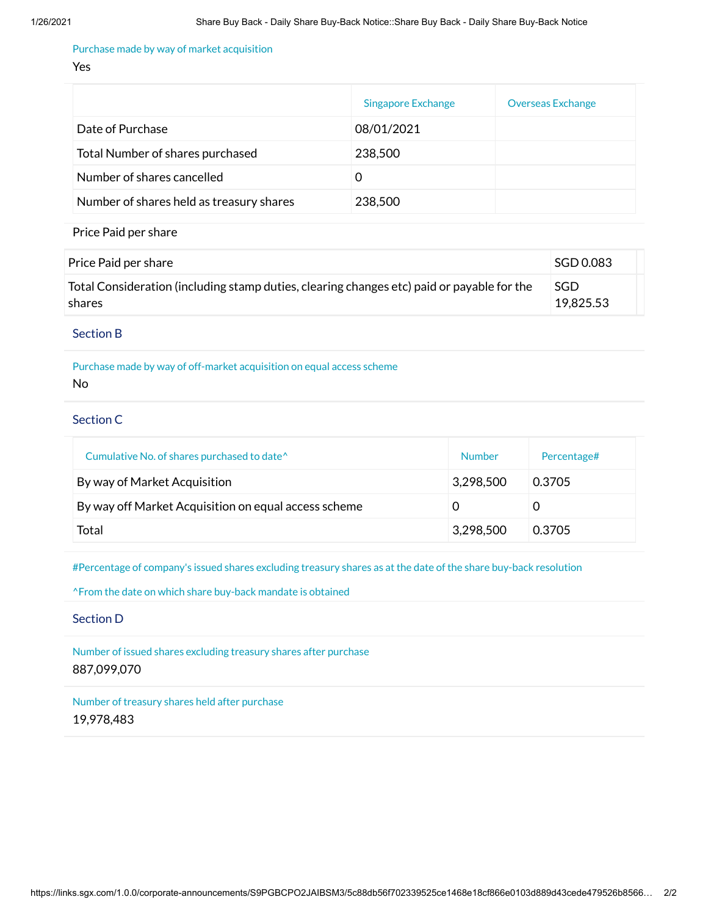Purchase made by way of market acquisition

Yes

| | Singapore Exchange | Overseas Exchange |
|---|---|---|
| Date of Purchase | 08/01/2021 | |
| Total Number of shares purchased | 238,500 | |
| Number of shares cancelled | 0 | |
| Number of shares held as treasury shares | 238,500 | |

Price Paid per share

| | |
|---|---|
| Price Paid per share | SGD 0.083 |
| Total Consideration (including stamp duties, clearing changes etc) paid or payable for the shares | SGD 19,825.53 |

## Section B

Purchase made by way of off-market acquisition on equal access scheme

No

## Section C

| Cumulative No. of shares purchased to date^ | Number | Percentage# |
|---|---|---|
| By way of Market Acquisition | 3,298,500 | 0.3705 |
| By way off Market Acquisition on equal access scheme | 0 | 0 |
| Total | 3,298,500 | 0.3705 |

#Percentage of company's issued shares excluding treasury shares as at the date of the share buy-back resolution

^From the date on which share buy-back mandate is obtained

## Section D

Number of issued shares excluding treasury shares after purchase

887,099,070

Number of treasury shares held after purchase

19,978,483